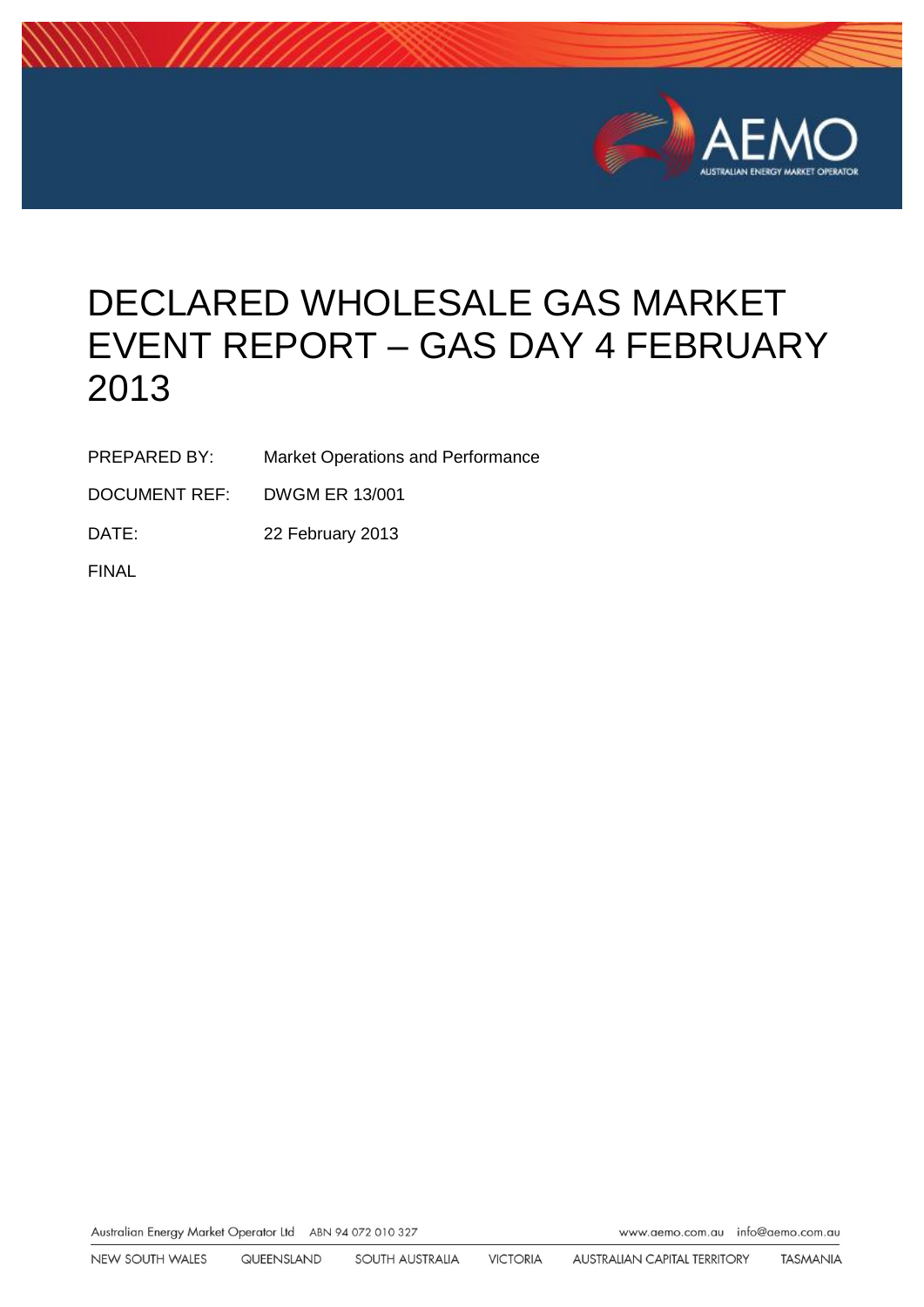# DECLARED WHOLESALE GAS MARKET EVENT REPORT – GAS DAY 4 FEBRUARY 2013

PREPARED BY: Market Operations and Performance

DOCUMENT REF: DWGM ER 13/001

DATE: 22 February 2013

FINAL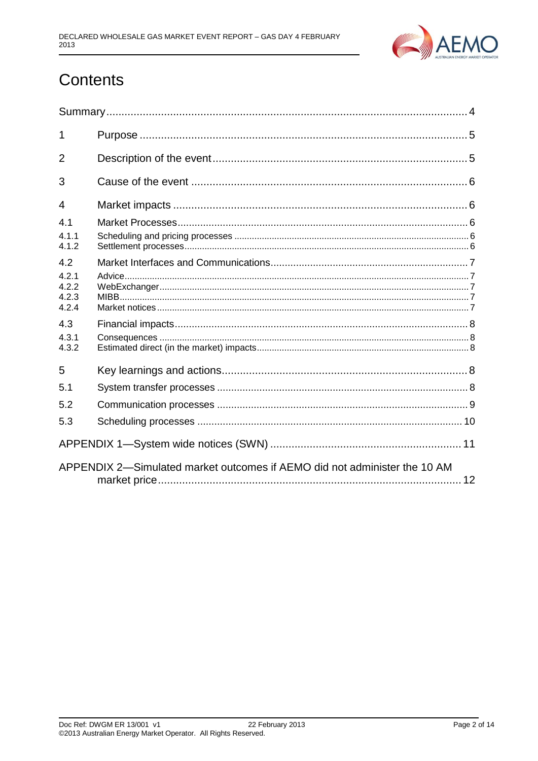# Contents

| | | |
|---|---|---|
| Summary | | 4 |
| 1 | Purpose | 5 |
| 2 | Description of the event | 5 |
| 3 | Cause of the event | 6 |
| 4 | Market impacts | 6 |
| 4.1 | Market Processes | 6 |
| 4.1.1 | Scheduling and pricing processes | 6 |
| 4.1.2 | Settlement processes | 6 |
| 4.2 | Market Interfaces and Communications | 7 |
| 4.2.1 | Advice | 7 |
| 4.2.2 | WebExchanger | 7 |
| 4.2.3 | MIBB | 7 |
| 4.2.4 | Market notices | 7 |
| 4.3 | Financial impacts | 8 |
| 4.3.1 | Consequences | 8 |
| 4.3.2 | Estimated direct (in the market) impacts | 8 |
| 5 | Key learnings and actions | 8 |
| 5.1 | System transfer processes | 8 |
| 5.2 | Communication processes | 9 |
| 5.3 | Scheduling processes | 10 |
| APPENDIX 1—System wide notices (SWN) | | 11 |
| APPENDIX 2—Simulated market outcomes if AEMO did not administer the 10 AM market price | | 12 |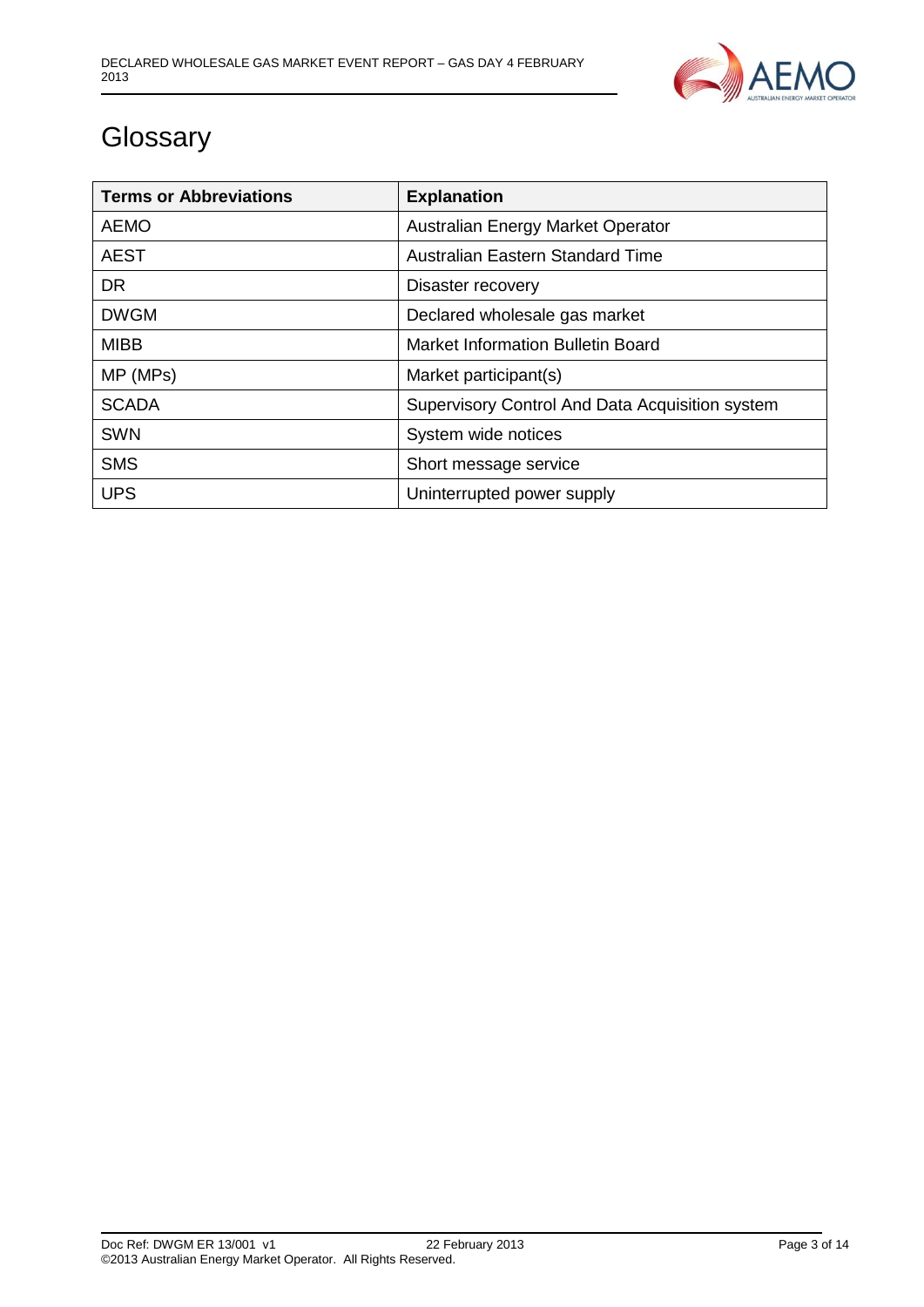# Glossary

| Terms or Abbreviations | Explanation |
| --- | --- |
| AEMO | Australian Energy Market Operator |
| AEST | Australian Eastern Standard Time |
| DR | Disaster recovery |
| DWGM | Declared wholesale gas market |
| MIBB | Market Information Bulletin Board |
| MP (MPs) | Market participant(s) |
| SCADA | Supervisory Control And Data Acquisition system |
| SWN | System wide notices |
| SMS | Short message service |
| UPS | Uninterrupted power supply |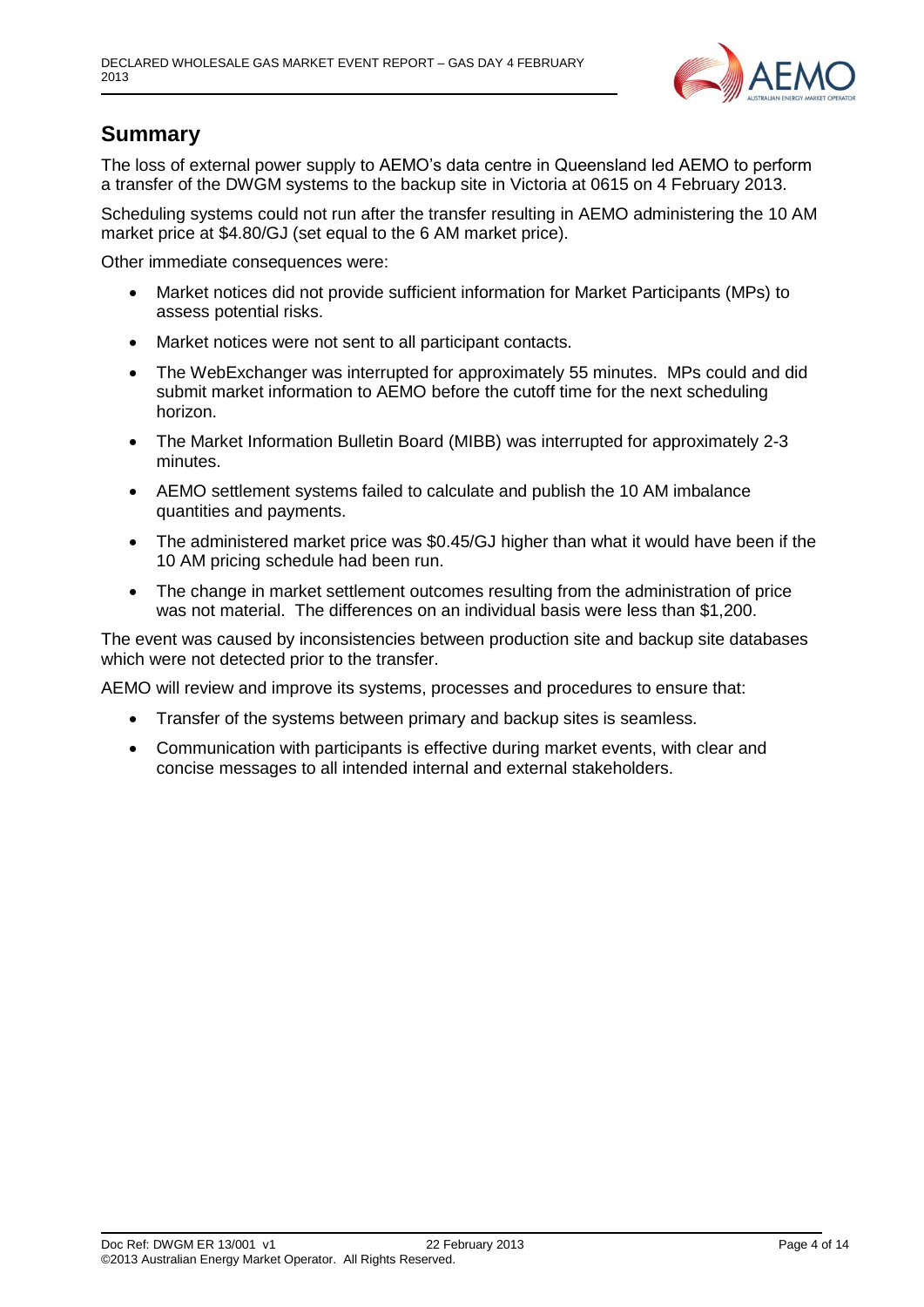## Summary

The loss of external power supply to AEMO's data centre in Queensland led AEMO to perform a transfer of the DWGM systems to the backup site in Victoria at 0615 on 4 February 2013.

Scheduling systems could not run after the transfer resulting in AEMO administering the 10 AM market price at $4.80/GJ (set equal to the 6 AM market price).

Other immediate consequences were:

- Market notices did not provide sufficient information for Market Participants (MPs) to assess potential risks.
- Market notices were not sent to all participant contacts.
- The WebExchanger was interrupted for approximately 55 minutes. MPs could and did submit market information to AEMO before the cutoff time for the next scheduling horizon.
- The Market Information Bulletin Board (MIBB) was interrupted for approximately 2-3 minutes.
- AEMO settlement systems failed to calculate and publish the 10 AM imbalance quantities and payments.
- The administered market price was $0.45/GJ higher than what it would have been if the 10 AM pricing schedule had been run.
- The change in market settlement outcomes resulting from the administration of price was not material. The differences on an individual basis were less than $1,200.

The event was caused by inconsistencies between production site and backup site databases which were not detected prior to the transfer.

AEMO will review and improve its systems, processes and procedures to ensure that:

- Transfer of the systems between primary and backup sites is seamless.
- Communication with participants is effective during market events, with clear and concise messages to all intended internal and external stakeholders.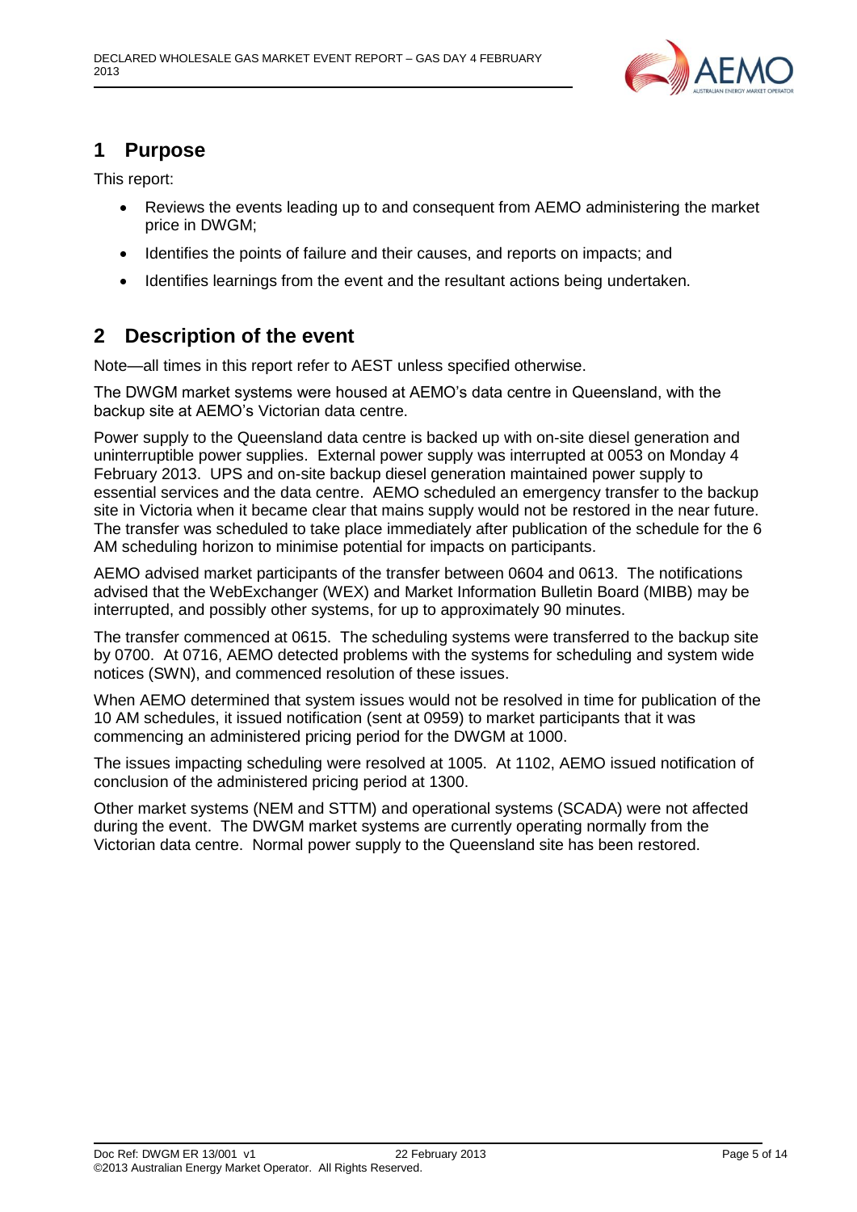## 1 Purpose

This report:

- Reviews the events leading up to and consequent from AEMO administering the market price in DWGM;
- Identifies the points of failure and their causes, and reports on impacts; and
- Identifies learnings from the event and the resultant actions being undertaken.

## 2 Description of the event

Note—all times in this report refer to AEST unless specified otherwise.

The DWGM market systems were housed at AEMO's data centre in Queensland, with the backup site at AEMO's Victorian data centre.

Power supply to the Queensland data centre is backed up with on-site diesel generation and uninterruptible power supplies. External power supply was interrupted at 0053 on Monday 4 February 2013. UPS and on-site backup diesel generation maintained power supply to essential services and the data centre. AEMO scheduled an emergency transfer to the backup site in Victoria when it became clear that mains supply would not be restored in the near future. The transfer was scheduled to take place immediately after publication of the schedule for the 6 AM scheduling horizon to minimise potential for impacts on participants.

AEMO advised market participants of the transfer between 0604 and 0613. The notifications advised that the WebExchanger (WEX) and Market Information Bulletin Board (MIBB) may be interrupted, and possibly other systems, for up to approximately 90 minutes.

The transfer commenced at 0615. The scheduling systems were transferred to the backup site by 0700. At 0716, AEMO detected problems with the systems for scheduling and system wide notices (SWN), and commenced resolution of these issues.

When AEMO determined that system issues would not be resolved in time for publication of the 10 AM schedules, it issued notification (sent at 0959) to market participants that it was commencing an administered pricing period for the DWGM at 1000.

The issues impacting scheduling were resolved at 1005. At 1102, AEMO issued notification of conclusion of the administered pricing period at 1300.

Other market systems (NEM and STTM) and operational systems (SCADA) were not affected during the event. The DWGM market systems are currently operating normally from the Victorian data centre. Normal power supply to the Queensland site has been restored.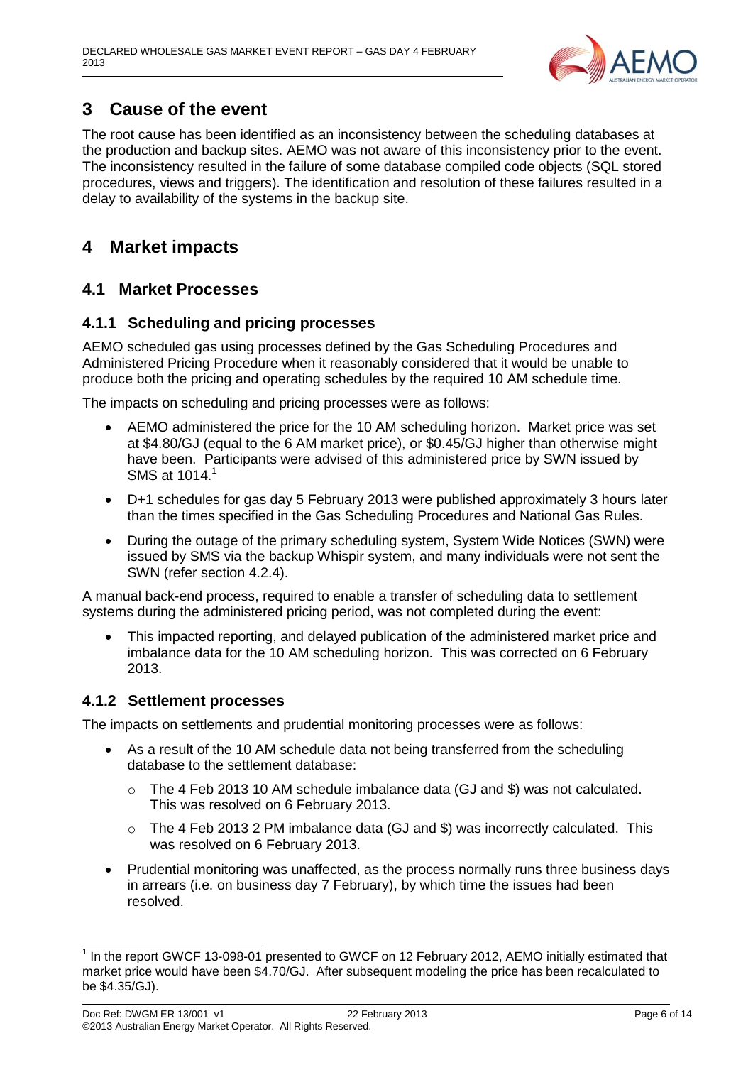# 3 Cause of the event

The root cause has been identified as an inconsistency between the scheduling databases at the production and backup sites. AEMO was not aware of this inconsistency prior to the event. The inconsistency resulted in the failure of some database compiled code objects (SQL stored procedures, views and triggers). The identification and resolution of these failures resulted in a delay to availability of the systems in the backup site.

# 4 Market impacts

## 4.1 Market Processes

### 4.1.1 Scheduling and pricing processes

AEMO scheduled gas using processes defined by the Gas Scheduling Procedures and Administered Pricing Procedure when it reasonably considered that it would be unable to produce both the pricing and operating schedules by the required 10 AM schedule time.

The impacts on scheduling and pricing processes were as follows:

- AEMO administered the price for the 10 AM scheduling horizon. Market price was set at \$4.80/GJ (equal to the 6 AM market price), or \$0.45/GJ higher than otherwise might have been. Participants were advised of this administered price by SWN issued by SMS at 1014.[1]
- D+1 schedules for gas day 5 February 2013 were published approximately 3 hours later than the times specified in the Gas Scheduling Procedures and National Gas Rules.
- During the outage of the primary scheduling system, System Wide Notices (SWN) were issued by SMS via the backup Whispir system, and many individuals were not sent the SWN (refer section 4.2.4).

A manual back-end process, required to enable a transfer of scheduling data to settlement systems during the administered pricing period, was not completed during the event:

- This impacted reporting, and delayed publication of the administered market price and imbalance data for the 10 AM scheduling horizon. This was corrected on 6 February 2013.

### 4.1.2 Settlement processes

The impacts on settlements and prudential monitoring processes were as follows:

- As a result of the 10 AM schedule data not being transferred from the scheduling database to the settlement database:
  - The 4 Feb 2013 10 AM schedule imbalance data (GJ and \$) was not calculated. This was resolved on 6 February 2013.
  - The 4 Feb 2013 2 PM imbalance data (GJ and \$) was incorrectly calculated. This was resolved on 6 February 2013.
- Prudential monitoring was unaffected, as the process normally runs three business days in arrears (i.e. on business day 7 February), by which time the issues had been resolved.

---

[1] In the report GWCF 13-098-01 presented to GWCF on 12 February 2012, AEMO initially estimated that market price would have been \$4.70/GJ. After subsequent modeling the price has been recalculated to be \$4.35/GJ).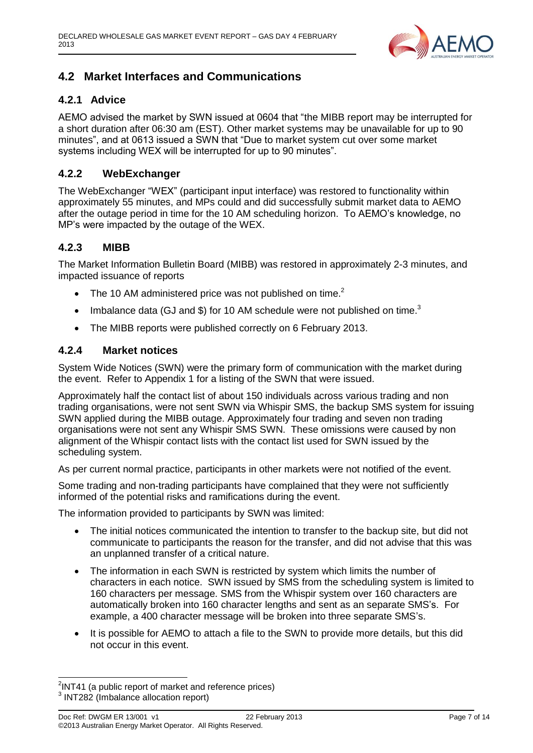## 4.2 Market Interfaces and Communications

### 4.2.1 Advice

AEMO advised the market by SWN issued at 0604 that "the MIBB report may be interrupted for a short duration after 06:30 am (EST). Other market systems may be unavailable for up to 90 minutes", and at 0613 issued a SWN that "Due to market system cut over some market systems including WEX will be interrupted for up to 90 minutes".

### 4.2.2 WebExchanger

The WebExchanger "WEX" (participant input interface) was restored to functionality within approximately 55 minutes, and MPs could and did successfully submit market data to AEMO after the outage period in time for the 10 AM scheduling horizon. To AEMO's knowledge, no MP's were impacted by the outage of the WEX.

### 4.2.3 MIBB

The Market Information Bulletin Board (MIBB) was restored in approximately 2-3 minutes, and impacted issuance of reports

- The 10 AM administered price was not published on time.[2]
- Imbalance data (GJ and $) for 10 AM schedule were not published on time.[3]
- The MIBB reports were published correctly on 6 February 2013.

### 4.2.4 Market notices

System Wide Notices (SWN) were the primary form of communication with the market during the event. Refer to Appendix 1 for a listing of the SWN that were issued.

Approximately half the contact list of about 150 individuals across various trading and non trading organisations, were not sent SWN via Whispir SMS, the backup SMS system for issuing SWN applied during the MIBB outage. Approximately four trading and seven non trading organisations were not sent any Whispir SMS SWN. These omissions were caused by non alignment of the Whispir contact lists with the contact list used for SWN issued by the scheduling system.

As per current normal practice, participants in other markets were not notified of the event.

Some trading and non-trading participants have complained that they were not sufficiently informed of the potential risks and ramifications during the event.

The information provided to participants by SWN was limited:

- The initial notices communicated the intention to transfer to the backup site, but did not communicate to participants the reason for the transfer, and did not advise that this was an unplanned transfer of a critical nature.
- The information in each SWN is restricted by system which limits the number of characters in each notice. SWN issued by SMS from the scheduling system is limited to 160 characters per message. SMS from the Whispir system over 160 characters are automatically broken into 160 character lengths and sent as an separate SMS's. For example, a 400 character message will be broken into three separate SMS's.
- It is possible for AEMO to attach a file to the SWN to provide more details, but this did not occur in this event.

---

[2] INT41 (a public report of market and reference prices)

[3] INT282 (Imbalance allocation report)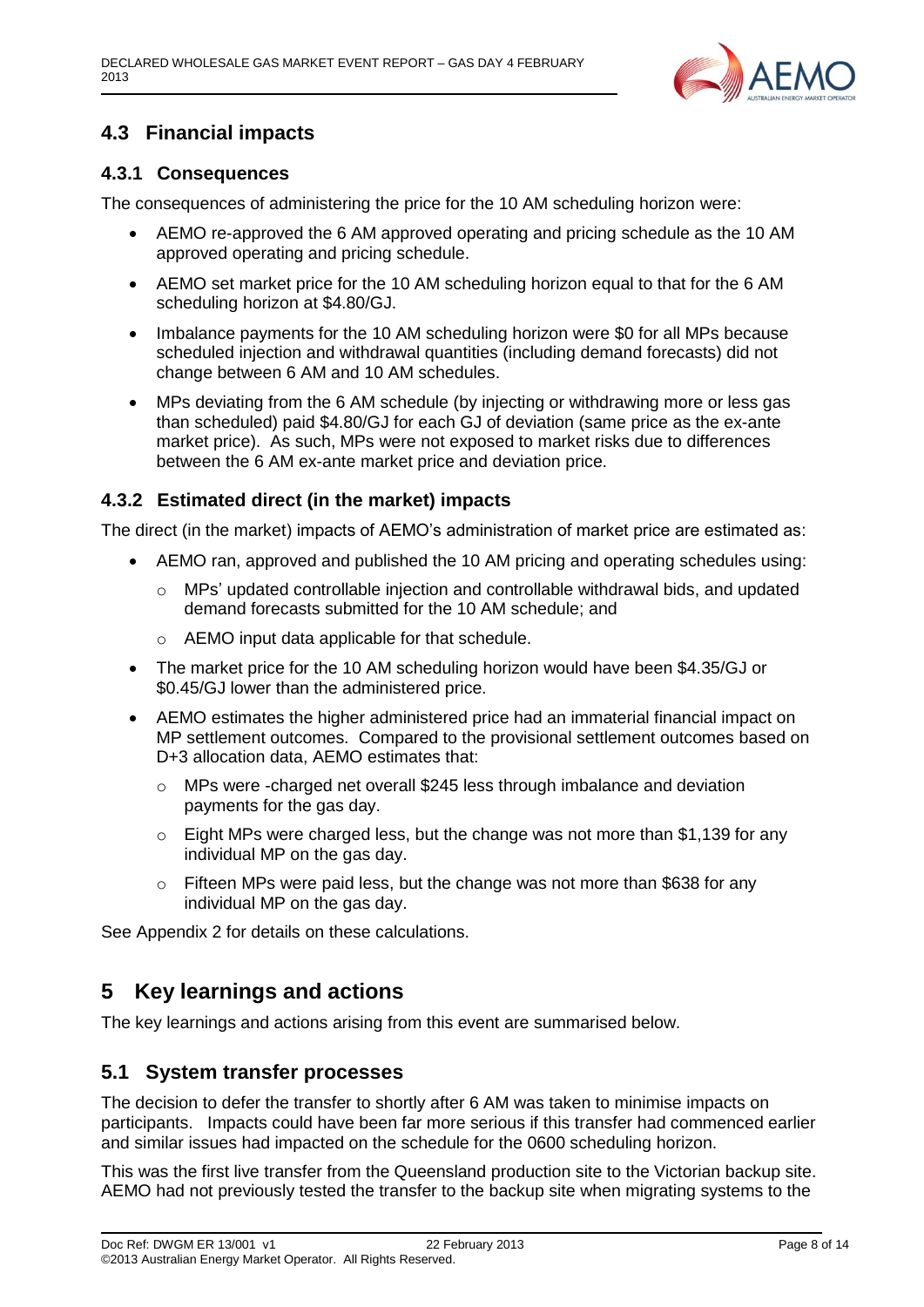## 4.3 Financial impacts

### 4.3.1 Consequences

The consequences of administering the price for the 10 AM scheduling horizon were:

- AEMO re-approved the 6 AM approved operating and pricing schedule as the 10 AM approved operating and pricing schedule.
- AEMO set market price for the 10 AM scheduling horizon equal to that for the 6 AM scheduling horizon at $4.80/GJ.
- Imbalance payments for the 10 AM scheduling horizon were $0 for all MPs because scheduled injection and withdrawal quantities (including demand forecasts) did not change between 6 AM and 10 AM schedules.
- MPs deviating from the 6 AM schedule (by injecting or withdrawing more or less gas than scheduled) paid $4.80/GJ for each GJ of deviation (same price as the ex-ante market price). As such, MPs were not exposed to market risks due to differences between the 6 AM ex-ante market price and deviation price.

### 4.3.2 Estimated direct (in the market) impacts

The direct (in the market) impacts of AEMO's administration of market price are estimated as:

- AEMO ran, approved and published the 10 AM pricing and operating schedules using:
  - MPs' updated controllable injection and controllable withdrawal bids, and updated demand forecasts submitted for the 10 AM schedule; and
  - AEMO input data applicable for that schedule.
- The market price for the 10 AM scheduling horizon would have been $4.35/GJ or $0.45/GJ lower than the administered price.
- AEMO estimates the higher administered price had an immaterial financial impact on MP settlement outcomes. Compared to the provisional settlement outcomes based on D+3 allocation data, AEMO estimates that:
  - MPs were -charged net overall $245 less through imbalance and deviation payments for the gas day.
  - Eight MPs were charged less, but the change was not more than $1,139 for any individual MP on the gas day.
  - Fifteen MPs were paid less, but the change was not more than $638 for any individual MP on the gas day.

See Appendix 2 for details on these calculations.

# 5 Key learnings and actions

The key learnings and actions arising from this event are summarised below.

## 5.1 System transfer processes

The decision to defer the transfer to shortly after 6 AM was taken to minimise impacts on participants. Impacts could have been far more serious if this transfer had commenced earlier and similar issues had impacted on the schedule for the 0600 scheduling horizon.

This was the first live transfer from the Queensland production site to the Victorian backup site. AEMO had not previously tested the transfer to the backup site when migrating systems to the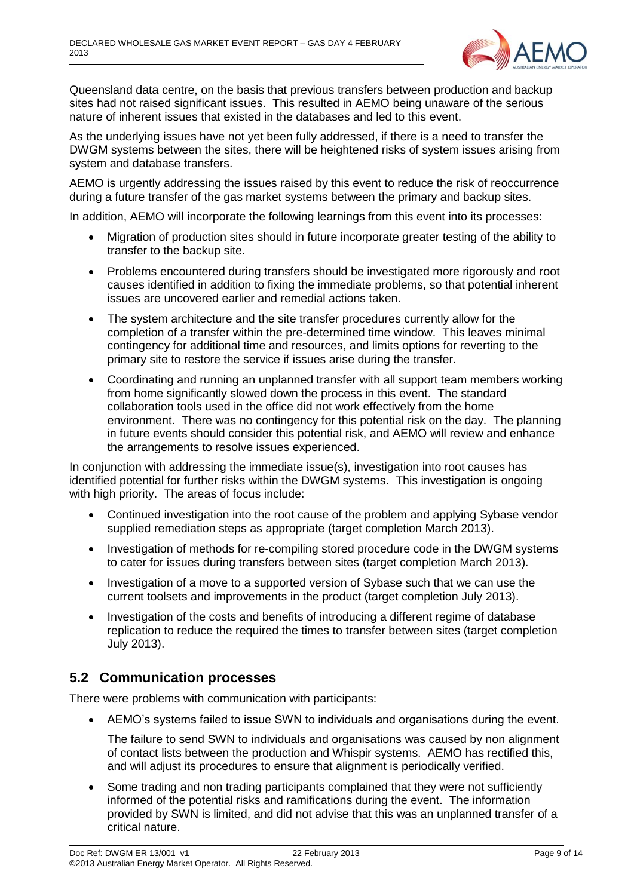Queensland data centre, on the basis that previous transfers between production and backup sites had not raised significant issues. This resulted in AEMO being unaware of the serious nature of inherent issues that existed in the databases and led to this event.

As the underlying issues have not yet been fully addressed, if there is a need to transfer the DWGM systems between the sites, there will be heightened risks of system issues arising from system and database transfers.

AEMO is urgently addressing the issues raised by this event to reduce the risk of reoccurrence during a future transfer of the gas market systems between the primary and backup sites.

In addition, AEMO will incorporate the following learnings from this event into its processes:

- Migration of production sites should in future incorporate greater testing of the ability to transfer to the backup site.
- Problems encountered during transfers should be investigated more rigorously and root causes identified in addition to fixing the immediate problems, so that potential inherent issues are uncovered earlier and remedial actions taken.
- The system architecture and the site transfer procedures currently allow for the completion of a transfer within the pre-determined time window. This leaves minimal contingency for additional time and resources, and limits options for reverting to the primary site to restore the service if issues arise during the transfer.
- Coordinating and running an unplanned transfer with all support team members working from home significantly slowed down the process in this event. The standard collaboration tools used in the office did not work effectively from the home environment. There was no contingency for this potential risk on the day. The planning in future events should consider this potential risk, and AEMO will review and enhance the arrangements to resolve issues experienced.

In conjunction with addressing the immediate issue(s), investigation into root causes has identified potential for further risks within the DWGM systems. This investigation is ongoing with high priority. The areas of focus include:

- Continued investigation into the root cause of the problem and applying Sybase vendor supplied remediation steps as appropriate (target completion March 2013).
- Investigation of methods for re-compiling stored procedure code in the DWGM systems to cater for issues during transfers between sites (target completion March 2013).
- Investigation of a move to a supported version of Sybase such that we can use the current toolsets and improvements in the product (target completion July 2013).
- Investigation of the costs and benefits of introducing a different regime of database replication to reduce the required the times to transfer between sites (target completion July 2013).

## 5.2 Communication processes

There were problems with communication with participants:

- AEMO's systems failed to issue SWN to individuals and organisations during the event.

  The failure to send SWN to individuals and organisations was caused by non alignment of contact lists between the production and Whispir systems. AEMO has rectified this, and will adjust its procedures to ensure that alignment is periodically verified.

- Some trading and non trading participants complained that they were not sufficiently informed of the potential risks and ramifications during the event. The information provided by SWN is limited, and did not advise that this was an unplanned transfer of a critical nature.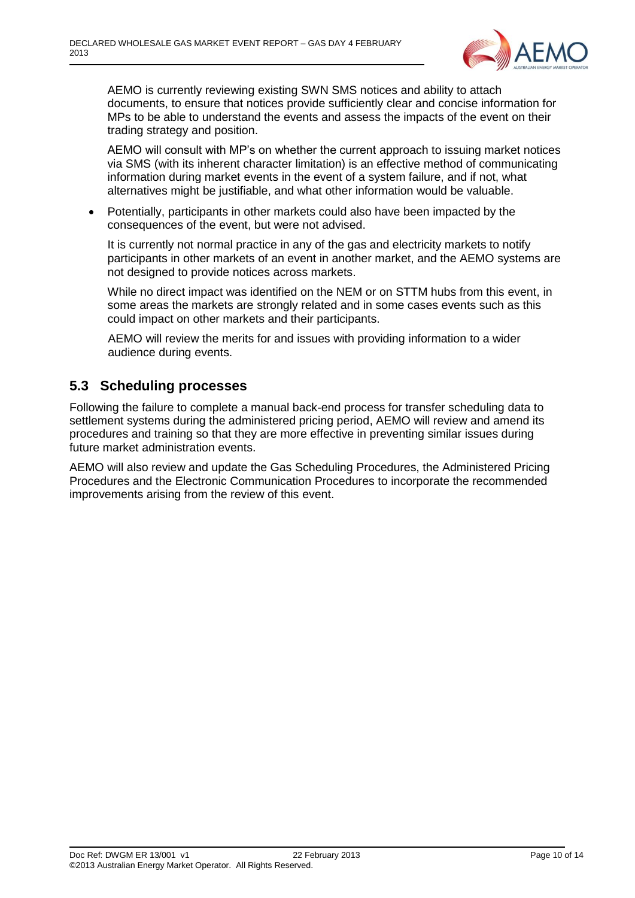AEMO is currently reviewing existing SWN SMS notices and ability to attach documents, to ensure that notices provide sufficiently clear and concise information for MPs to be able to understand the events and assess the impacts of the event on their trading strategy and position.

AEMO will consult with MP's on whether the current approach to issuing market notices via SMS (with its inherent character limitation) is an effective method of communicating information during market events in the event of a system failure, and if not, what alternatives might be justifiable, and what other information would be valuable.

- Potentially, participants in other markets could also have been impacted by the consequences of the event, but were not advised.

  It is currently not normal practice in any of the gas and electricity markets to notify participants in other markets of an event in another market, and the AEMO systems are not designed to provide notices across markets.

  While no direct impact was identified on the NEM or on STTM hubs from this event, in some areas the markets are strongly related and in some cases events such as this could impact on other markets and their participants.

  AEMO will review the merits for and issues with providing information to a wider audience during events.

## 5.3 Scheduling processes

Following the failure to complete a manual back-end process for transfer scheduling data to settlement systems during the administered pricing period, AEMO will review and amend its procedures and training so that they are more effective in preventing similar issues during future market administration events.

AEMO will also review and update the Gas Scheduling Procedures, the Administered Pricing Procedures and the Electronic Communication Procedures to incorporate the recommended improvements arising from the review of this event.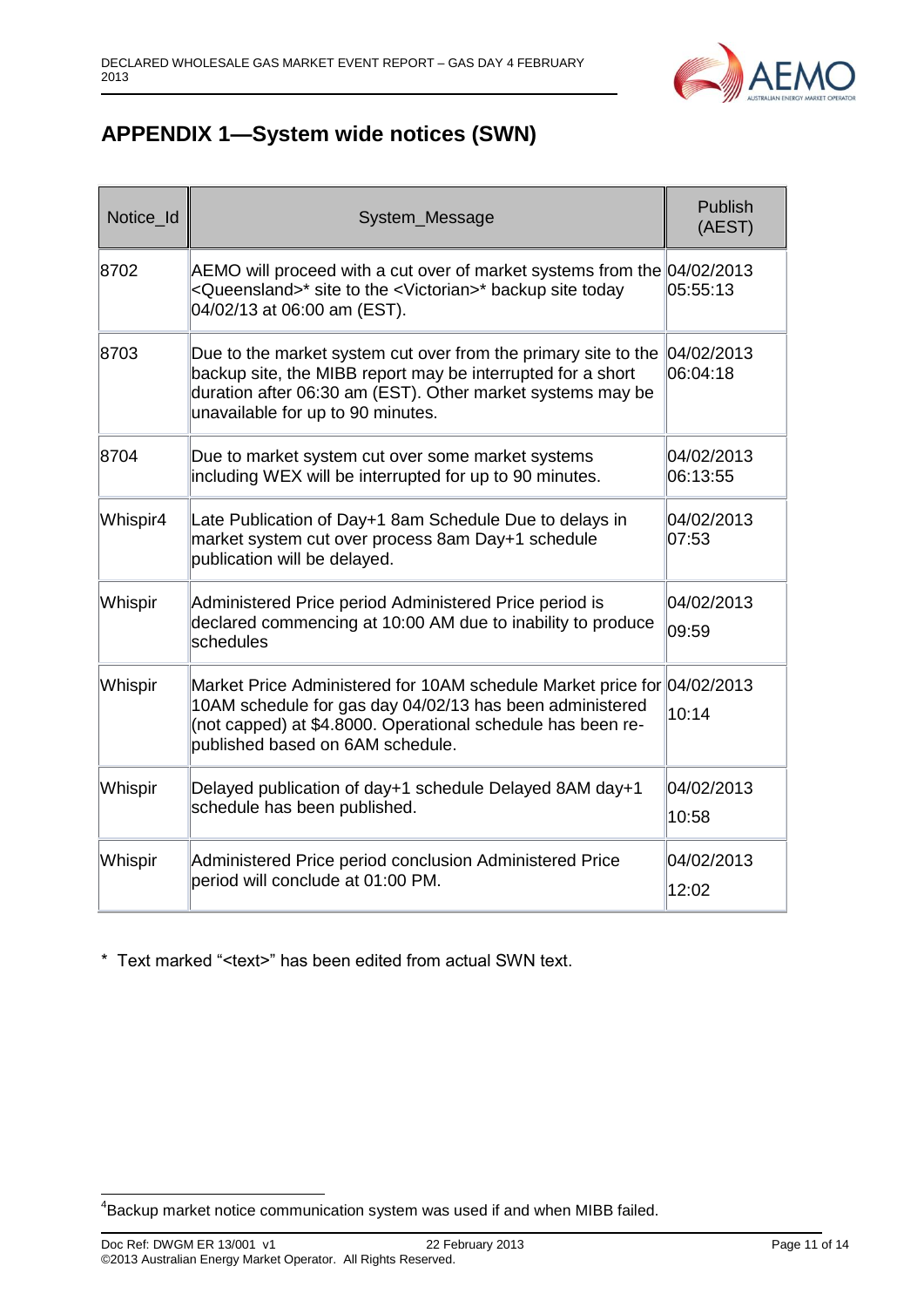# APPENDIX 1—System wide notices (SWN)

| Notice_Id | System_Message | Publish (AEST) |
|---|---|---|
| 8702 | AEMO will proceed with a cut over of market systems from the <Queensland>* site to the <Victorian>* backup site today 04/02/13 at 06:00 am (EST). | 04/02/2013 05:55:13 |
| 8703 | Due to the market system cut over from the primary site to the backup site, the MIBB report may be interrupted for a short duration after 06:30 am (EST). Other market systems may be unavailable for up to 90 minutes. | 04/02/2013 06:04:18 |
| 8704 | Due to market system cut over some market systems including WEX will be interrupted for up to 90 minutes. | 04/02/2013 06:13:55 |
| Whispir[4] | Late Publication of Day+1 8am Schedule Due to delays in market system cut over process 8am Day+1 schedule publication will be delayed. | 04/02/2013 07:53 |
| Whispir | Administered Price period Administered Price period is declared commencing at 10:00 AM due to inability to produce schedules | 04/02/2013 09:59 |
| Whispir | Market Price Administered for 10AM schedule Market price for 10AM schedule for gas day 04/02/13 has been administered (not capped) at $4.8000. Operational schedule has been re-published based on 6AM schedule. | 04/02/2013 10:14 |
| Whispir | Delayed publication of day+1 schedule Delayed 8AM day+1 schedule has been published. | 04/02/2013 10:58 |
| Whispir | Administered Price period conclusion Administered Price period will conclude at 01:00 PM. | 04/02/2013 12:02 |

\* Text marked "<text>" has been edited from actual SWN text.

[4] Backup market notice communication system was used if and when MIBB failed.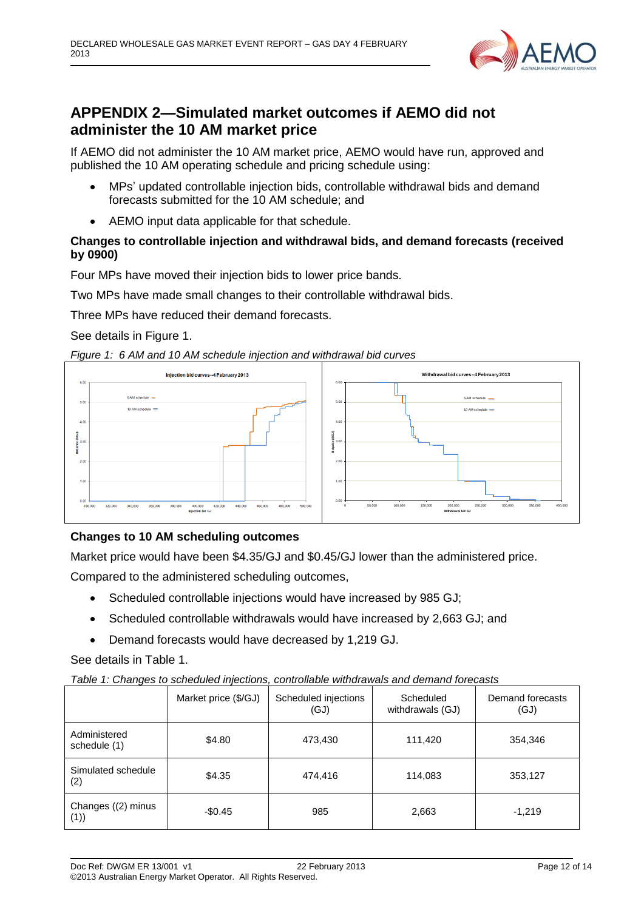# APPENDIX 2—Simulated market outcomes if AEMO did not administer the 10 AM market price

If AEMO did not administer the 10 AM market price, AEMO would have run, approved and published the 10 AM operating schedule and pricing schedule using:

- MPs' updated controllable injection bids, controllable withdrawal bids and demand forecasts submitted for the 10 AM schedule; and
- AEMO input data applicable for that schedule.

**Changes to controllable injection and withdrawal bids, and demand forecasts (received by 0900)**

Four MPs have moved their injection bids to lower price bands.

Two MPs have made small changes to their controllable withdrawal bids.

Three MPs have reduced their demand forecasts.

See details in Figure 1.

*Figure 1: 6 AM and 10 AM schedule injection and withdrawal bid curves*

**Changes to 10 AM scheduling outcomes**

Market price would have been \$4.35/GJ and \$0.45/GJ lower than the administered price.

Compared to the administered scheduling outcomes,

- Scheduled controllable injections would have increased by 985 GJ;
- Scheduled controllable withdrawals would have increased by 2,663 GJ; and
- Demand forecasts would have decreased by 1,219 GJ.

See details in Table 1.

*Table 1: Changes to scheduled injections, controllable withdrawals and demand forecasts*

| | Market price (\$/GJ) | Scheduled injections (GJ) | Scheduled withdrawals (GJ) | Demand forecasts (GJ) |
|---|---|---|---|---|
| Administered schedule (1) | \$4.80 | 473,430 | 111,420 | 354,346 |
| Simulated schedule (2) | \$4.35 | 474,416 | 114,083 | 353,127 |
| Changes ((2) minus (1)) | -\$0.45 | 985 | 2,663 | -1,219 |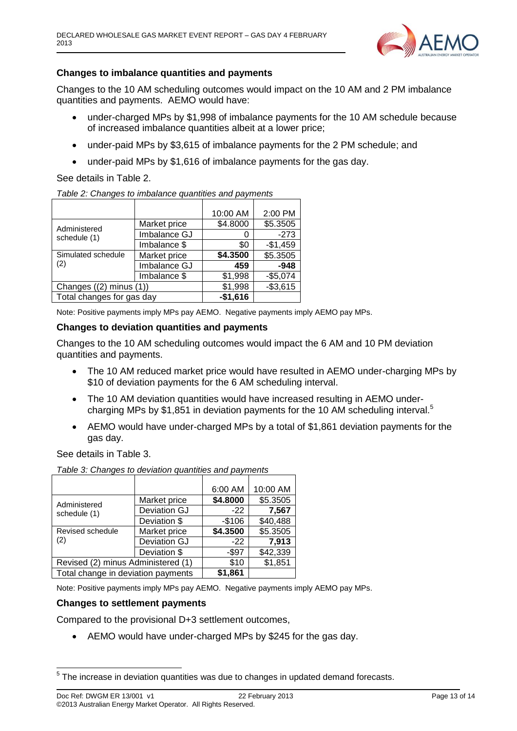### Changes to imbalance quantities and payments

Changes to the 10 AM scheduling outcomes would impact on the 10 AM and 2 PM imbalance quantities and payments. AEMO would have:

- under-charged MPs by $1,998 of imbalance payments for the 10 AM schedule because of increased imbalance quantities albeit at a lower price;
- under-paid MPs by $3,615 of imbalance payments for the 2 PM schedule; and
- under-paid MPs by $1,616 of imbalance payments for the gas day.

See details in Table 2.

*Table 2: Changes to imbalance quantities and payments*

| | | 10:00 AM | 2:00 PM |
|---|---|---|---|
| Administered schedule (1) | Market price | $4.8000 | $5.3505 |
| | Imbalance GJ | 0 | -273 |
| | Imbalance $ | $0 | -$1,459 |
| Simulated schedule (2) | Market price | **$4.3500** | $5.3505 |
| | Imbalance GJ | **459** | **-948** |
| | Imbalance $ | $1,998 | -$5,074 |
| Changes ((2) minus (1)) | | $1,998 | -$3,615 |
| Total changes for gas day | | **-$1,616** | |

Note: Positive payments imply MPs pay AEMO. Negative payments imply AEMO pay MPs.

### Changes to deviation quantities and payments

Changes to the 10 AM scheduling outcomes would impact the 6 AM and 10 PM deviation quantities and payments.

- The 10 AM reduced market price would have resulted in AEMO under-charging MPs by $10 of deviation payments for the 6 AM scheduling interval.
- The 10 AM deviation quantities would have increased resulting in AEMO under-charging MPs by $1,851 in deviation payments for the 10 AM scheduling interval.[5]
- AEMO would have under-charged MPs by a total of $1,861 deviation payments for the gas day.

See details in Table 3.

*Table 3: Changes to deviation quantities and payments*

| | | 6:00 AM | 10:00 AM |
|---|---|---|---|
| Administered schedule (1) | Market price | **$4.8000** | $5.3505 |
| | Deviation GJ | -22 | **7,567** |
| | Deviation $ | -$106 | $40,488 |
| Revised schedule (2) | Market price | **$4.3500** | $5.3505 |
| | Deviation GJ | -22 | **7,913** |
| | Deviation $ | -$97 | $42,339 |
| Revised (2) minus Administered (1) | | $10 | $1,851 |
| Total change in deviation payments | | **$1,861** | |

Note: Positive payments imply MPs pay AEMO. Negative payments imply AEMO pay MPs.

### Changes to settlement payments

Compared to the provisional D+3 settlement outcomes,

- AEMO would have under-charged MPs by $245 for the gas day.

---

[5] The increase in deviation quantities was due to changes in updated demand forecasts.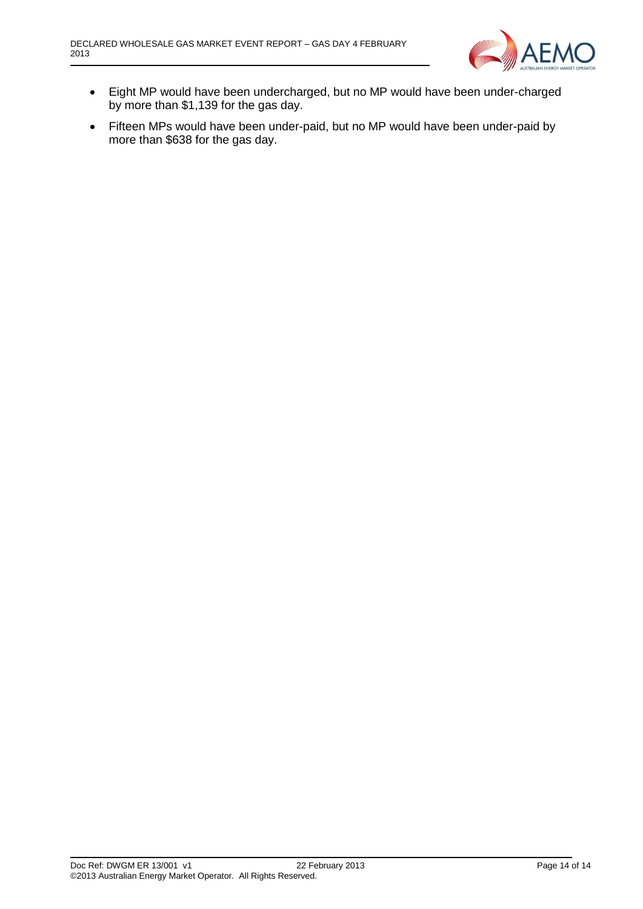- Eight MP would have been undercharged, but no MP would have been under-charged by more than $1,139 for the gas day.
- Fifteen MPs would have been under-paid, but no MP would have been under-paid by more than $638 for the gas day.